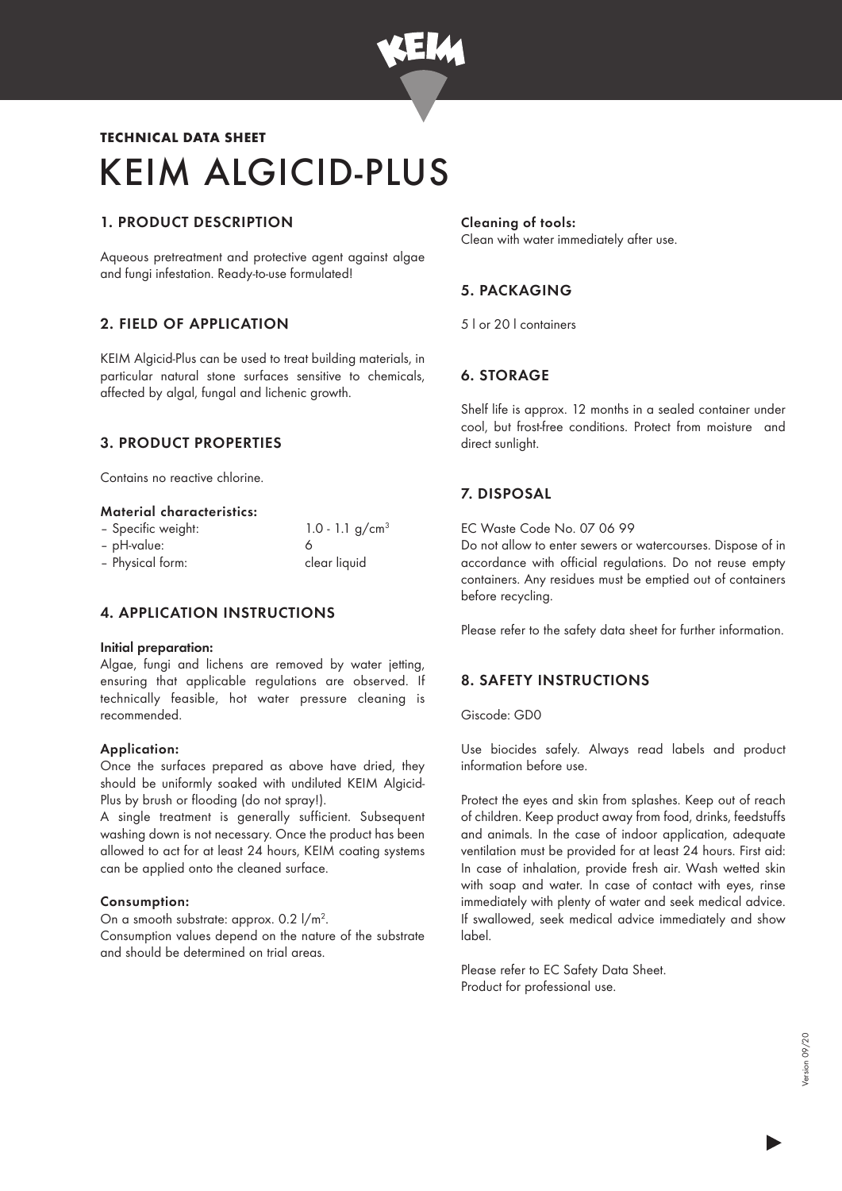**TECHNICAL DATA SHEET**

# KEIM ALGICID-PLUS

## 1. PRODUCT DESCRIPTION

Aqueous pretreatment and protective agent against algae and fungi infestation. Ready-to-use formulated!

## 2. FIELD OF APPLICATION

KEIM Algicid-Plus can be used to treat building materials, in particular natural stone surfaces sensitive to chemicals, affected by algal, fungal and lichenic growth.

## 3. PRODUCT PROPERTIES

Contains no reactive chlorine.

### Material characteristics:

| | |
|---|---|
| – Specific weight: | 1.0 - 1.1 g/cm$^3$ |
| – pH-value: | 6 |
| – Physical form: | clear liquid |

## 4. APPLICATION INSTRUCTIONS

### Initial preparation:

Algae, fungi and lichens are removed by water jetting, ensuring that applicable regulations are observed. If technically feasible, hot water pressure cleaning is recommended.

### Application:

Once the surfaces prepared as above have dried, they should be uniformly soaked with undiluted KEIM Algicid-Plus by brush or flooding (do not spray!).

A single treatment is generally sufficient. Subsequent washing down is not necessary. Once the product has been allowed to act for at least 24 hours, KEIM coating systems can be applied onto the cleaned surface.

### Consumption:

On a smooth substrate: approx. 0.2 l/m$^2$.

Consumption values depend on the nature of the substrate and should be determined on trial areas.

### Cleaning of tools:

Clean with water immediately after use.

## 5. PACKAGING

5 l or 20 l containers

## 6. STORAGE

Shelf life is approx. 12 months in a sealed container under cool, but frost-free conditions. Protect from moisture and direct sunlight.

## 7. DISPOSAL

EC Waste Code No. 07 06 99

Do not allow to enter sewers or watercourses. Dispose of in accordance with official regulations. Do not reuse empty containers. Any residues must be emptied out of containers before recycling.

Please refer to the safety data sheet for further information.

## 8. SAFETY INSTRUCTIONS

Giscode: GD0

Use biocides safely. Always read labels and product information before use.

Protect the eyes and skin from splashes. Keep out of reach of children. Keep product away from food, drinks, feedstuffs and animals. In the case of indoor application, adequate ventilation must be provided for at least 24 hours. First aid: In case of inhalation, provide fresh air. Wash wetted skin with soap and water. In case of contact with eyes, rinse immediately with plenty of water and seek medical advice. If swallowed, seek medical advice immediately and show label.

Please refer to EC Safety Data Sheet.
Product for professional use.

Version 09/20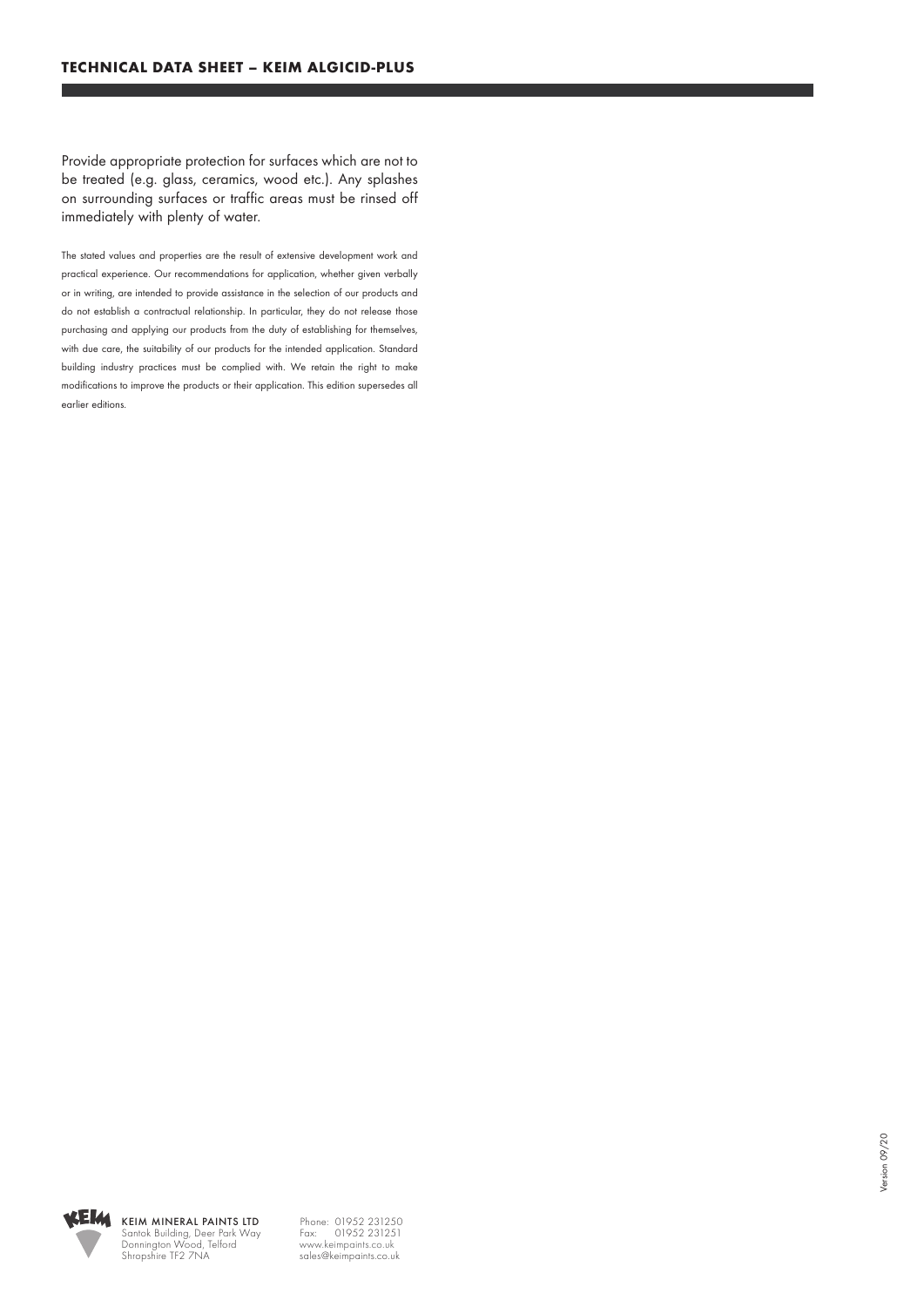Provide appropriate protection for surfaces which are not to be treated (e.g. glass, ceramics, wood etc.). Any splashes on surrounding surfaces or traffic areas must be rinsed off immediately with plenty of water.

The stated values and properties are the result of extensive development work and practical experience. Our recommendations for application, whether given verbally or in writing, are intended to provide assistance in the selection of our products and do not establish a contractual relationship. In particular, they do not release those purchasing and applying our products from the duty of establishing for themselves, with due care, the suitability of our products for the intended application. Standard building industry practices must be complied with. We retain the right to make modifications to improve the products or their application. This edition supersedes all earlier editions.

**KEIM MINERAL PAINTS LTD**
Santok Building, Deer Park Way
Donnington Wood, Telford
Shropshire TF2 7NA

Phone: 01952 231250
Fax: 01952 231251
www.keimpaints.co.uk
sales@keimpaints.co.uk

Version 09/20